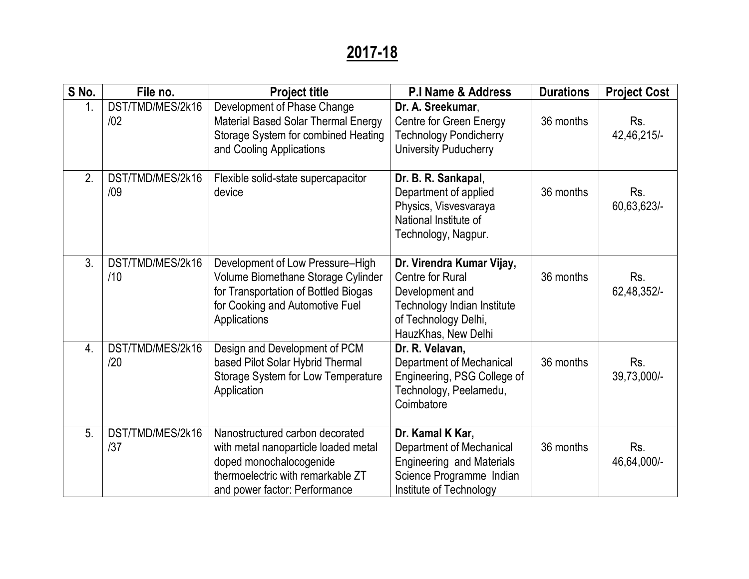# 2017-18

| S No. | File no. | Project title | P.I Name & Address | Durations | Project Cost |
|---|---|---|---|---|---|
| 1. | DST/TMD/MES/2k16/02 | Development of Phase Change Material Based Solar Thermal Energy Storage System for combined Heating and Cooling Applications | **Dr. A. Sreekumar**, Centre for Green Energy Technology Pondicherry University Puducherry | 36 months | Rs. 42,46,215/- |
| 2. | DST/TMD/MES/2k16/09 | Flexible solid-state supercapacitor device | **Dr. B. R. Sankapal**, Department of applied Physics, Visvesvaraya National Institute of Technology, Nagpur. | 36 months | Rs. 60,63,623/- |
| 3. | DST/TMD/MES/2k16/10 | Development of Low Pressure–High Volume Biomethane Storage Cylinder for Transportation of Bottled Biogas for Cooking and Automotive Fuel Applications | **Dr. Virendra Kumar Vijay,** Centre for Rural Development and Technology Indian Institute of Technology Delhi, HauzKhas, New Delhi | 36 months | Rs. 62,48,352/- |
| 4. | DST/TMD/MES/2k16/20 | Design and Development of PCM based Pilot Solar Hybrid Thermal Storage System for Low Temperature Application | **Dr. R. Velavan,** Department of Mechanical Engineering, PSG College of Technology, Peelamedu, Coimbatore | 36 months | Rs. 39,73,000/- |
| 5. | DST/TMD/MES/2k16/37 | Nanostructured carbon decorated with metal nanoparticle loaded metal doped monochalocogenide thermoelectric with remarkable ZT and power factor: Performance | **Dr. Kamal K Kar,** Department of Mechanical Engineering and Materials Science Programme Indian Institute of Technology | 36 months | Rs. 46,64,000/- |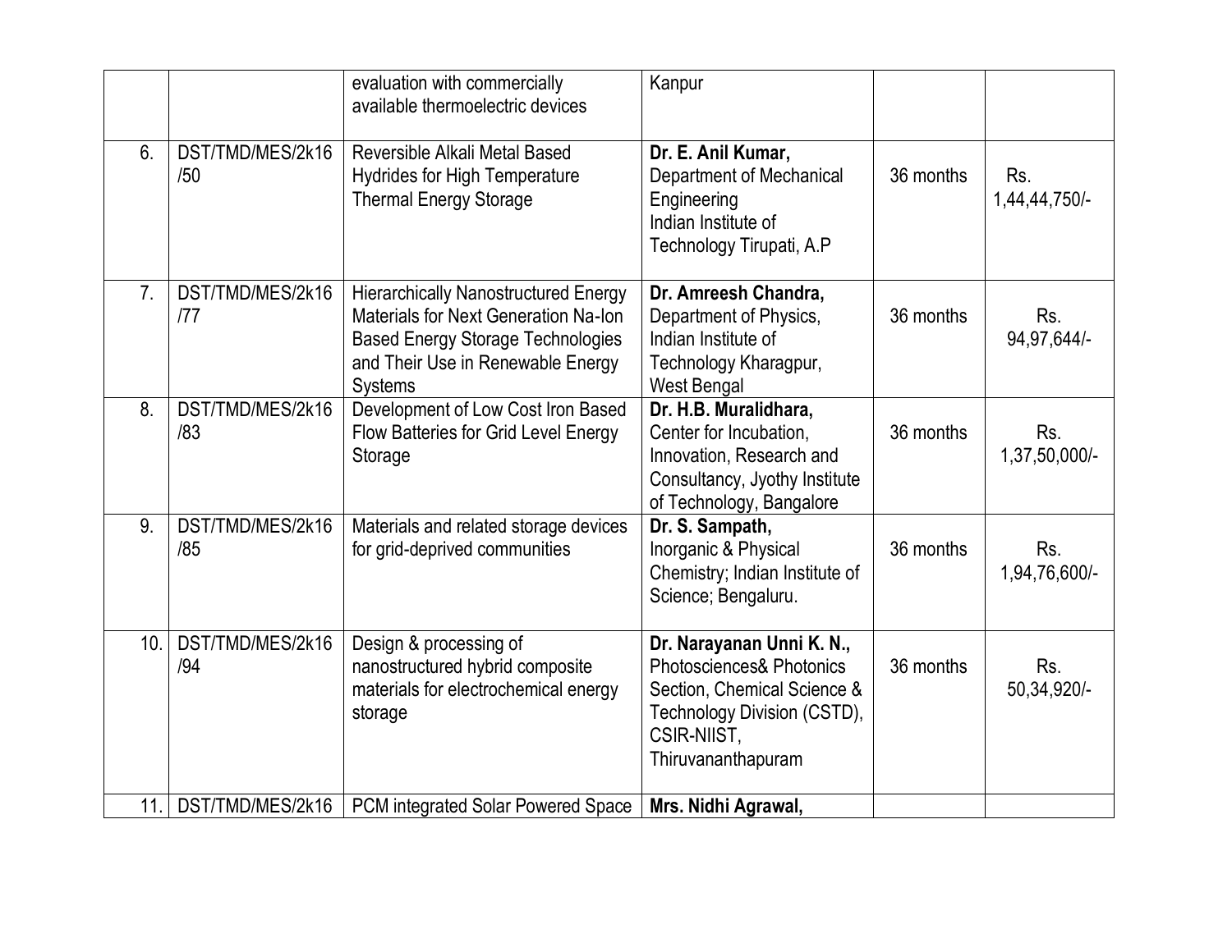| | | | | | |
|---|---|---|---|---|---|
| | | evaluation with commercially available thermoelectric devices | Kanpur | | |
| 6. | DST/TMD/MES/2k16 /50 | Reversible Alkali Metal Based Hydrides for High Temperature Thermal Energy Storage | **Dr. E. Anil Kumar,** Department of Mechanical Engineering Indian Institute of Technology Tirupati, A.P | 36 months | Rs. 1,44,44,750/- |
| 7. | DST/TMD/MES/2k16 /77 | Hierarchically Nanostructured Energy Materials for Next Generation Na-Ion Based Energy Storage Technologies and Their Use in Renewable Energy Systems | **Dr. Amreesh Chandra,** Department of Physics, Indian Institute of Technology Kharagpur, West Bengal | 36 months | Rs. 94,97,644/- |
| 8. | DST/TMD/MES/2k16 /83 | Development of Low Cost Iron Based Flow Batteries for Grid Level Energy Storage | **Dr. H.B. Muralidhara,** Center for Incubation, Innovation, Research and Consultancy, Jyothy Institute of Technology, Bangalore | 36 months | Rs. 1,37,50,000/- |
| 9. | DST/TMD/MES/2k16 /85 | Materials and related storage devices for grid-deprived communities | **Dr. S. Sampath,** Inorganic & Physical Chemistry; Indian Institute of Science; Bengaluru. | 36 months | Rs. 1,94,76,600/- |
| 10. | DST/TMD/MES/2k16 /94 | Design & processing of nanostructured hybrid composite materials for electrochemical energy storage | **Dr. Narayanan Unni K. N.,** Photosciences& Photonics Section, Chemical Science & Technology Division (CSTD), CSIR-NIIST, Thiruvananthapuram | 36 months | Rs. 50,34,920/- |
| 11. | DST/TMD/MES/2k16 | PCM integrated Solar Powered Space | **Mrs. Nidhi Agrawal,** | | |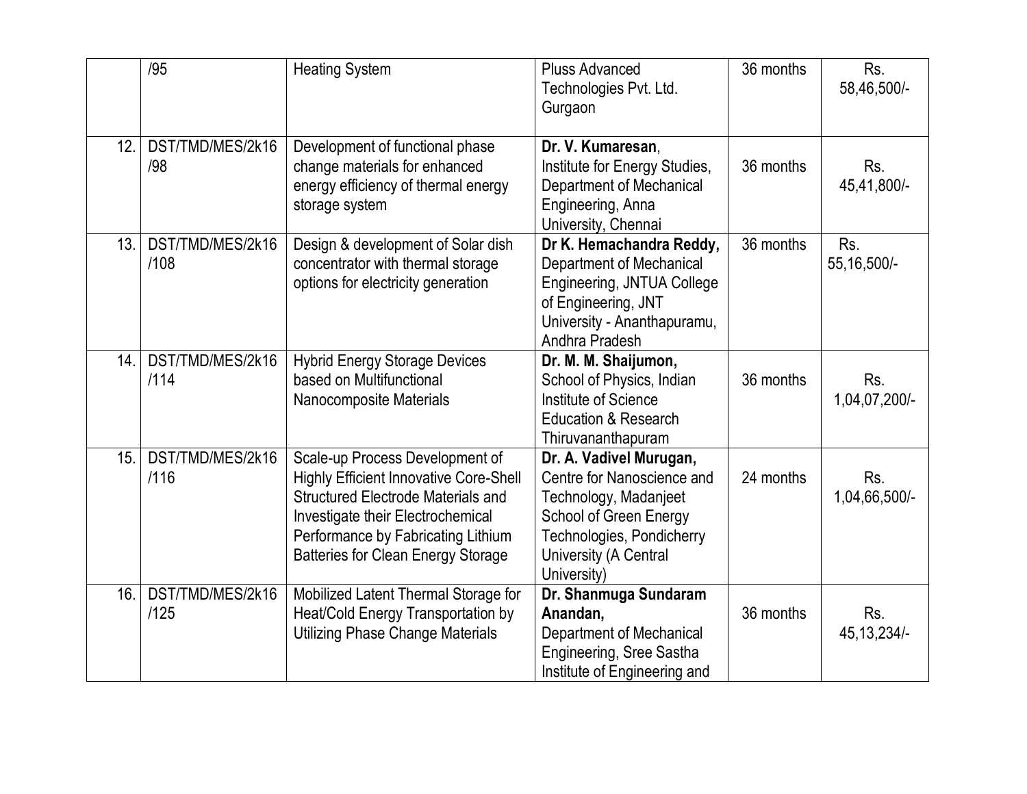|  |  |  |  |  |  |
|---|---|---|---|---|---|
|  | /95 | Heating System | Pluss Advanced Technologies Pvt. Ltd. Gurgaon | 36 months | Rs. 58,46,500/- |
| 12. | DST/TMD/MES/2k16 /98 | Development of functional phase change materials for enhanced energy efficiency of thermal energy storage system | **Dr. V. Kumaresan**, Institute for Energy Studies, Department of Mechanical Engineering, Anna University, Chennai | 36 months | Rs. 45,41,800/- |
| 13. | DST/TMD/MES/2k16 /108 | Design & development of Solar dish concentrator with thermal storage options for electricity generation | **Dr K. Hemachandra Reddy,** Department of Mechanical Engineering, JNTUA College of Engineering, JNT University - Ananthapuramu, Andhra Pradesh | 36 months | Rs. 55,16,500/- |
| 14. | DST/TMD/MES/2k16 /114 | Hybrid Energy Storage Devices based on Multifunctional Nanocomposite Materials | **Dr. M. M. Shaijumon,** School of Physics, Indian Institute of Science Education & Research Thiruvananthapuram | 36 months | Rs. 1,04,07,200/- |
| 15. | DST/TMD/MES/2k16 /116 | Scale-up Process Development of Highly Efficient Innovative Core-Shell Structured Electrode Materials and Investigate their Electrochemical Performance by Fabricating Lithium Batteries for Clean Energy Storage | **Dr. A. Vadivel Murugan,** Centre for Nanoscience and Technology, Madanjeet School of Green Energy Technologies, Pondicherry University (A Central University) | 24 months | Rs. 1,04,66,500/- |
| 16. | DST/TMD/MES/2k16 /125 | Mobilized Latent Thermal Storage for Heat/Cold Energy Transportation by Utilizing Phase Change Materials | **Dr. Shanmuga Sundaram Anandan,** Department of Mechanical Engineering, Sree Sastha Institute of Engineering and | 36 months | Rs. 45,13,234/- |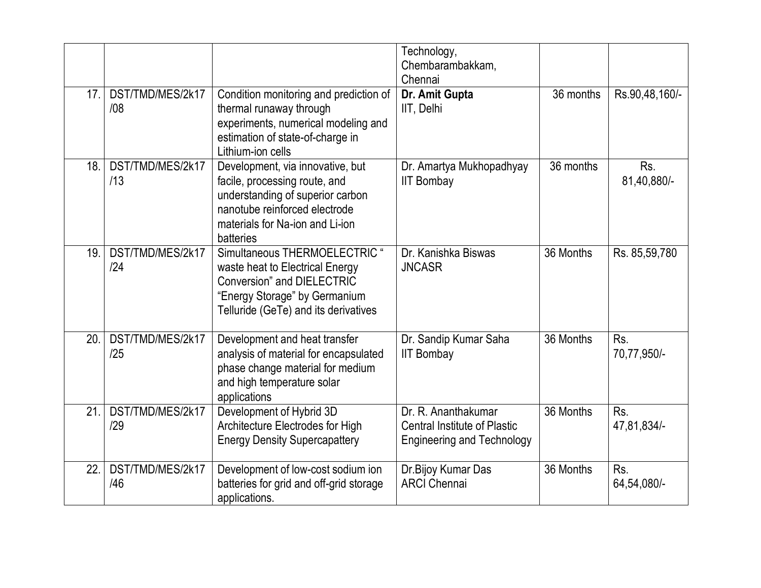|  |  |  | Technology, Chembarambakkam, Chennai |  |  |
|---|---|---|---|---|---|
| 17. | DST/TMD/MES/2k17 /08 | Condition monitoring and prediction of thermal runaway through experiments, numerical modeling and estimation of state-of-charge in Lithium-ion cells | **Dr. Amit Gupta** IIT, Delhi | 36 months | Rs.90,48,160/- |
| 18. | DST/TMD/MES/2k17 /13 | Development, via innovative, but facile, processing route, and understanding of superior carbon nanotube reinforced electrode materials for Na-ion and Li-ion batteries | Dr. Amartya Mukhopadhyay IIT Bombay | 36 months | Rs. 81,40,880/- |
| 19. | DST/TMD/MES/2k17 /24 | Simultaneous THERMOELECTRIC " waste heat to Electrical Energy Conversion" and DIELECTRIC "Energy Storage" by Germanium Telluride (GeTe) and its derivatives | Dr. Kanishka Biswas JNCASR | 36 Months | Rs. 85,59,780 |
| 20. | DST/TMD/MES/2k17 /25 | Development and heat transfer analysis of material for encapsulated phase change material for medium and high temperature solar applications | Dr. Sandip Kumar Saha IIT Bombay | 36 Months | Rs. 70,77,950/- |
| 21. | DST/TMD/MES/2k17 /29 | Development of Hybrid 3D Architecture Electrodes for High Energy Density Supercapattery | Dr. R. Ananthakumar Central Institute of Plastic Engineering and Technology | 36 Months | Rs. 47,81,834/- |
| 22. | DST/TMD/MES/2k17 /46 | Development of low-cost sodium ion batteries for grid and off-grid storage applications. | Dr.Bijoy Kumar Das ARCI Chennai | 36 Months | Rs. 64,54,080/- |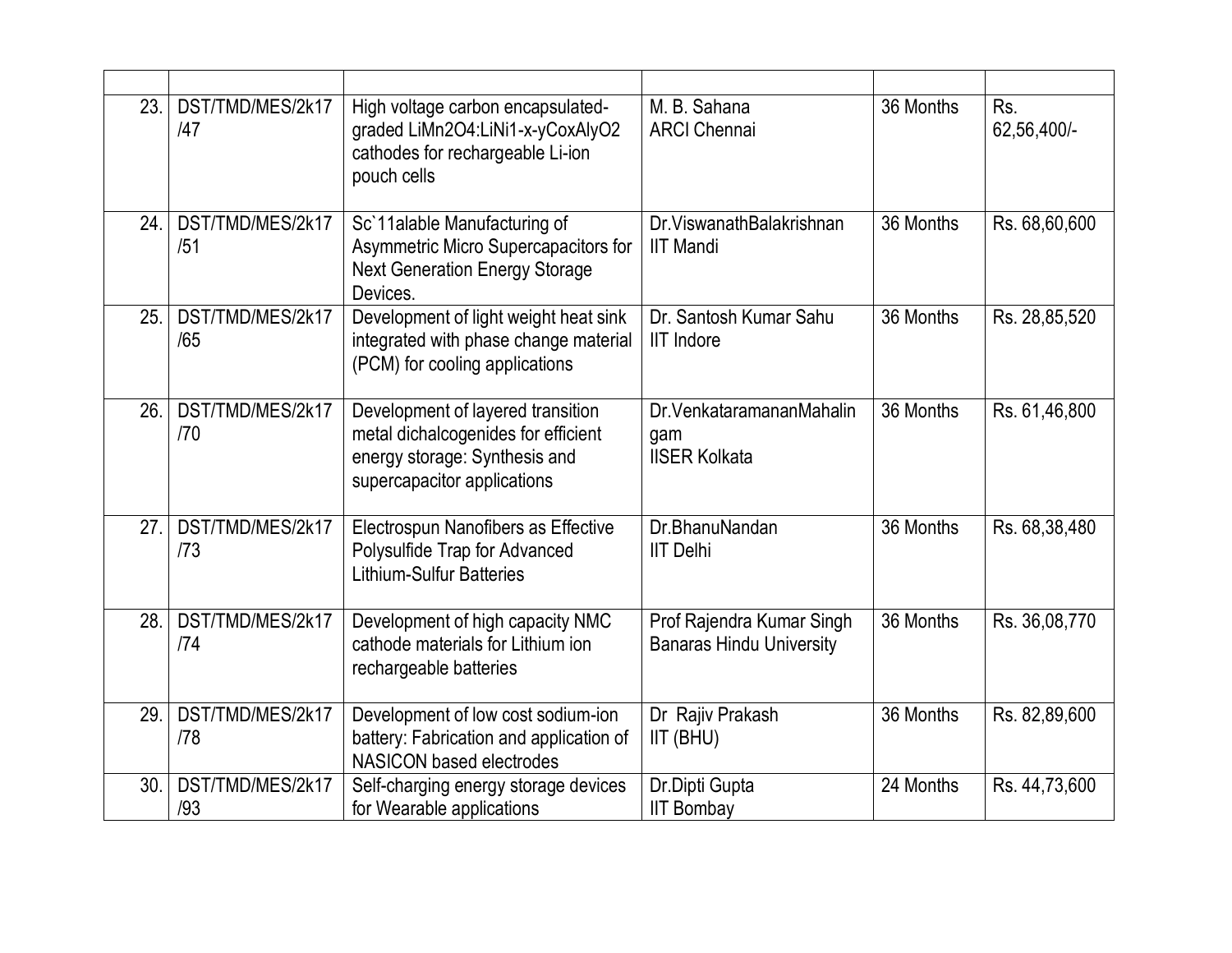| | | | | | |
|---|---|---|---|---|---|
| 23. | DST/TMD/MES/2k17 /47 | High voltage carbon encapsulated-graded $LiMn_2O_4$:$LiNi_{1-x-y}Co_xAl_yO_2$ cathodes for rechargeable Li-ion pouch cells | M. B. Sahana ARCI Chennai | 36 Months | Rs. 62,56,400/- |
| 24. | DST/TMD/MES/2k17 /51 | Sc`11alable Manufacturing of Asymmetric Micro Supercapacitors for Next Generation Energy Storage Devices. | Dr.ViswanathBalakrishnan IIT Mandi | 36 Months | Rs. 68,60,600 |
| 25. | DST/TMD/MES/2k17 /65 | Development of light weight heat sink integrated with phase change material (PCM) for cooling applications | Dr. Santosh Kumar Sahu IIT Indore | 36 Months | Rs. 28,85,520 |
| 26. | DST/TMD/MES/2k17 /70 | Development of layered transition metal dichalcogenides for efficient energy storage: Synthesis and supercapacitor applications | Dr.VenkataramananMahalingam IISER Kolkata | 36 Months | Rs. 61,46,800 |
| 27. | DST/TMD/MES/2k17 /73 | Electrospun Nanofibers as Effective Polysulfide Trap for Advanced Lithium-Sulfur Batteries | Dr.BhanuNandan IIT Delhi | 36 Months | Rs. 68,38,480 |
| 28. | DST/TMD/MES/2k17 /74 | Development of high capacity NMC cathode materials for Lithium ion rechargeable batteries | Prof Rajendra Kumar Singh Banaras Hindu University | 36 Months | Rs. 36,08,770 |
| 29. | DST/TMD/MES/2k17 /78 | Development of low cost sodium-ion battery: Fabrication and application of NASICON based electrodes | Dr Rajiv Prakash IIT (BHU) | 36 Months | Rs. 82,89,600 |
| 30. | DST/TMD/MES/2k17 /93 | Self-charging energy storage devices for Wearable applications | Dr.Dipti Gupta IIT Bombay | 24 Months | Rs. 44,73,600 |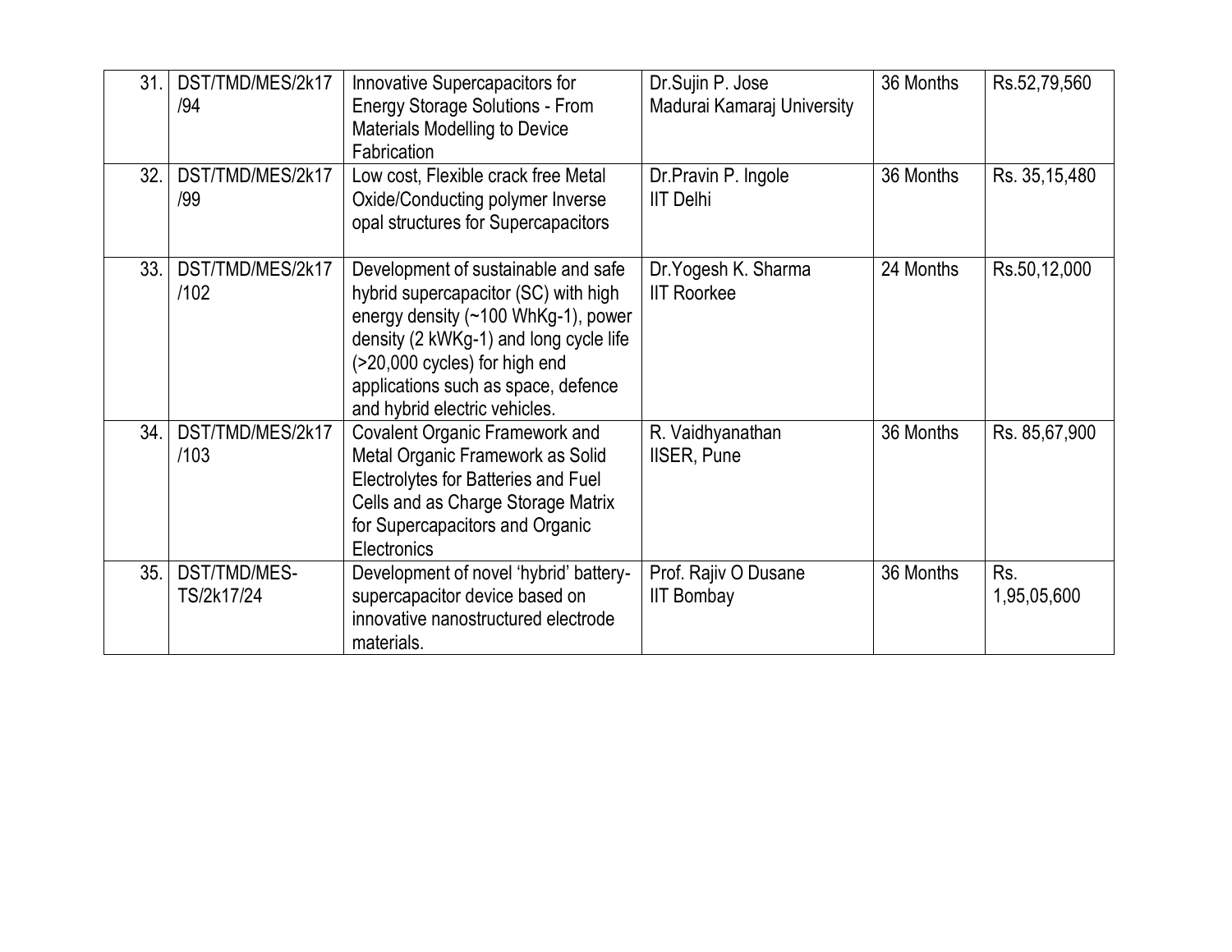| | | | | | |
|---|---|---|---|---|---|
| 31. | DST/TMD/MES/2k17/94 | Innovative Supercapacitors for Energy Storage Solutions - From Materials Modelling to Device Fabrication | Dr.Sujin P. Jose<br>Madurai Kamaraj University | 36 Months | Rs.52,79,560 |
| 32. | DST/TMD/MES/2k17/99 | Low cost, Flexible crack free Metal Oxide/Conducting polymer Inverse opal structures for Supercapacitors | Dr.Pravin P. Ingole<br>IIT Delhi | 36 Months | Rs. 35,15,480 |
| 33. | DST/TMD/MES/2k17/102 | Development of sustainable and safe hybrid supercapacitor (SC) with high energy density (~100 WhKg-1), power density (2 kWKg-1) and long cycle life (>20,000 cycles) for high end applications such as space, defence and hybrid electric vehicles. | Dr.Yogesh K. Sharma<br>IIT Roorkee | 24 Months | Rs.50,12,000 |
| 34. | DST/TMD/MES/2k17/103 | Covalent Organic Framework and Metal Organic Framework as Solid Electrolytes for Batteries and Fuel Cells and as Charge Storage Matrix for Supercapacitors and Organic Electronics | R. Vaidhyanathan<br>IISER, Pune | 36 Months | Rs. 85,67,900 |
| 35. | DST/TMD/MES-TS/2k17/24 | Development of novel 'hybrid' battery-supercapacitor device based on innovative nanostructured electrode materials. | Prof. Rajiv O Dusane<br>IIT Bombay | 36 Months | Rs. 1,95,05,600 |